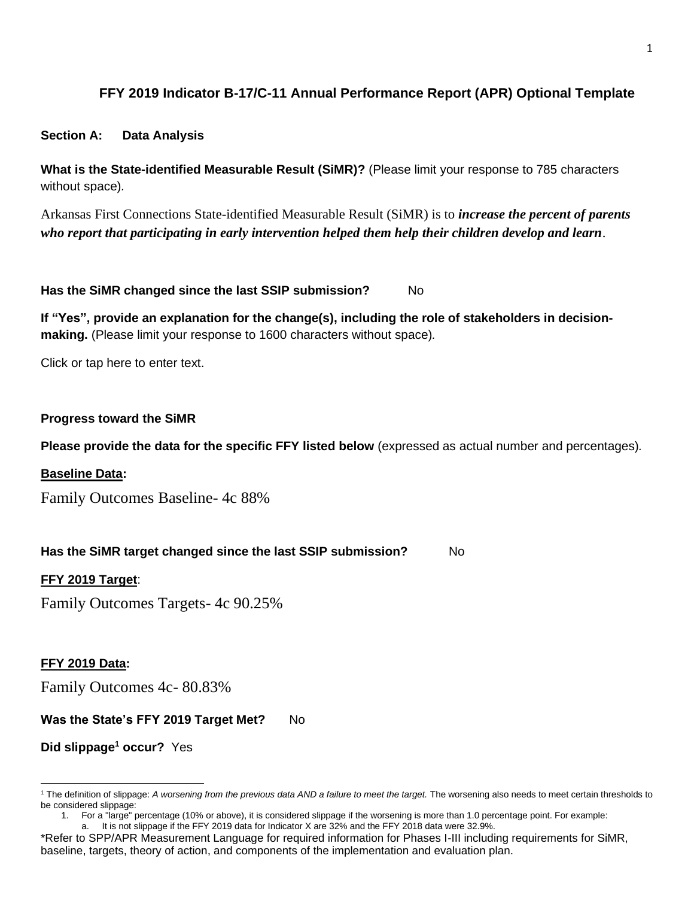## FFY 2019 Indicator B-17/C-11 Annual Performance Report (APR) Optional Template

**Section A: Data Analysis**

**What is the State-identified Measurable Result (SiMR)?** (Please limit your response to 785 characters without space).

Arkansas First Connections State-identified Measurable Result (SiMR) is to ***increase the percent of parents who report that participating in early intervention helped them help their children develop and learn***.

**Has the SiMR changed since the last SSIP submission?** No

**If "Yes", provide an explanation for the change(s), including the role of stakeholders in decision-making.** (Please limit your response to 1600 characters without space).

Click or tap here to enter text.

**Progress toward the SiMR**

**Please provide the data for the specific FFY listed below** (expressed as actual number and percentages).

**<u>Baseline Data</u>:**

Family Outcomes Baseline- 4c 88%

**Has the SiMR target changed since the last SSIP submission?** No

**<u>FFY 2019 Target</u>**:

Family Outcomes Targets- 4c 90.25%

**<u>FFY 2019 Data</u>:**

Family Outcomes 4c- 80.83%

**Was the State's FFY 2019 Target Met?** No

**Did slippage[1] occur?** Yes

---

[1] The definition of slippage: *A worsening from the previous data AND a failure to meet the target.* The worsening also needs to meet certain thresholds to be considered slippage:

1. For a "large" percentage (10% or above), it is considered slippage if the worsening is more than 1.0 percentage point. For example:
   a. It is not slippage if the FFY 2019 data for Indicator X are 32% and the FFY 2018 data were 32.9%.

*Refer to SPP/APR Measurement Language for required information for Phases I-III including requirements for SiMR, baseline, targets, theory of action, and components of the implementation and evaluation plan.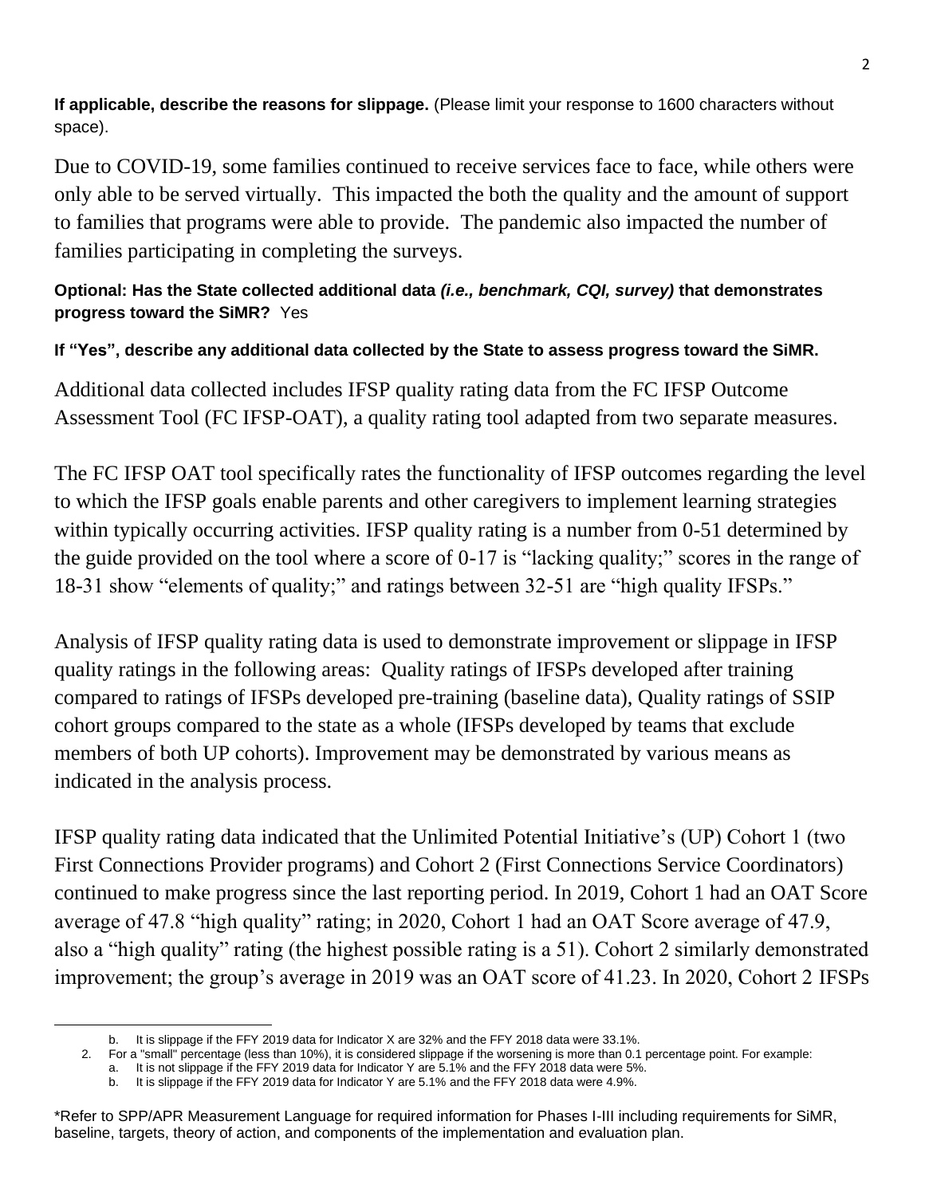**If applicable, describe the reasons for slippage.** (Please limit your response to 1600 characters without space).

Due to COVID-19, some families continued to receive services face to face, while others were only able to be served virtually. This impacted the both the quality and the amount of support to families that programs were able to provide. The pandemic also impacted the number of families participating in completing the surveys.

**Optional: Has the State collected additional data *(i.e., benchmark, CQI, survey)* that demonstrates progress toward the SiMR?** Yes

**If "Yes", describe any additional data collected by the State to assess progress toward the SiMR.**

Additional data collected includes IFSP quality rating data from the FC IFSP Outcome Assessment Tool (FC IFSP-OAT), a quality rating tool adapted from two separate measures.

The FC IFSP OAT tool specifically rates the functionality of IFSP outcomes regarding the level to which the IFSP goals enable parents and other caregivers to implement learning strategies within typically occurring activities. IFSP quality rating is a number from 0-51 determined by the guide provided on the tool where a score of 0-17 is "lacking quality;" scores in the range of 18-31 show "elements of quality;" and ratings between 32-51 are "high quality IFSPs."

Analysis of IFSP quality rating data is used to demonstrate improvement or slippage in IFSP quality ratings in the following areas: Quality ratings of IFSPs developed after training compared to ratings of IFSPs developed pre-training (baseline data), Quality ratings of SSIP cohort groups compared to the state as a whole (IFSPs developed by teams that exclude members of both UP cohorts). Improvement may be demonstrated by various means as indicated in the analysis process.

IFSP quality rating data indicated that the Unlimited Potential Initiative's (UP) Cohort 1 (two First Connections Provider programs) and Cohort 2 (First Connections Service Coordinators) continued to make progress since the last reporting period. In 2019, Cohort 1 had an OAT Score average of 47.8 "high quality" rating; in 2020, Cohort 1 had an OAT Score average of 47.9, also a "high quality" rating (the highest possible rating is a 51). Cohort 2 similarly demonstrated improvement; the group's average in 2019 was an OAT score of 41.23. In 2020, Cohort 2 IFSPs

---

   b. It is slippage if the FFY 2019 data for Indicator X are 32% and the FFY 2018 data were 33.1%.
2. For a "small" percentage (less than 10%), it is considered slippage if the worsening is more than 0.1 percentage point. For example:
   a. It is not slippage if the FFY 2019 data for Indicator Y are 5.1% and the FFY 2018 data were 5%.
   b. It is slippage if the FFY 2019 data for Indicator Y are 5.1% and the FFY 2018 data were 4.9%.

*Refer to SPP/APR Measurement Language for required information for Phases I-III including requirements for SiMR, baseline, targets, theory of action, and components of the implementation and evaluation plan.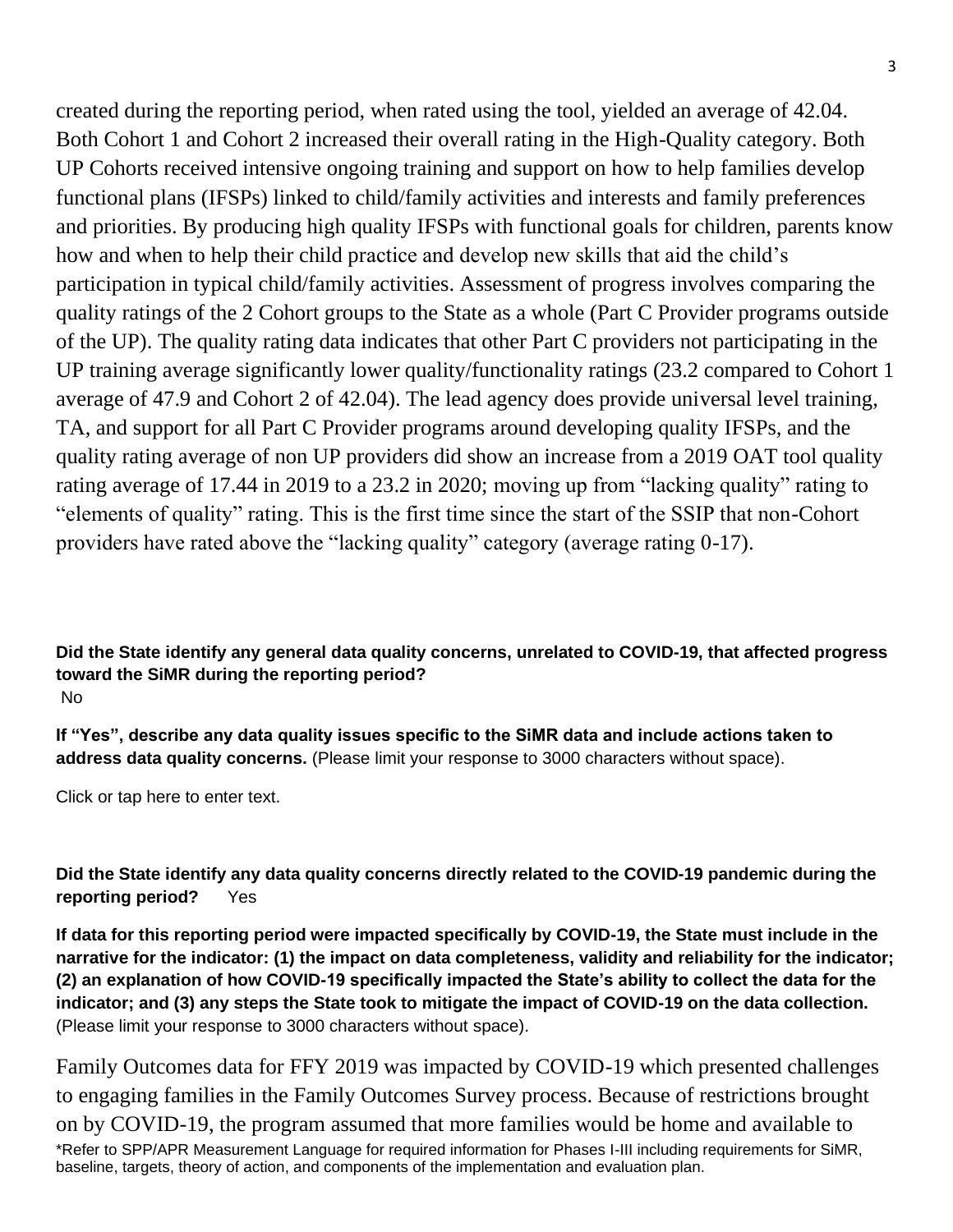created during the reporting period, when rated using the tool, yielded an average of 42.04. Both Cohort 1 and Cohort 2 increased their overall rating in the High-Quality category. Both UP Cohorts received intensive ongoing training and support on how to help families develop functional plans (IFSPs) linked to child/family activities and interests and family preferences and priorities. By producing high quality IFSPs with functional goals for children, parents know how and when to help their child practice and develop new skills that aid the child's participation in typical child/family activities. Assessment of progress involves comparing the quality ratings of the 2 Cohort groups to the State as a whole (Part C Provider programs outside of the UP). The quality rating data indicates that other Part C providers not participating in the UP training average significantly lower quality/functionality ratings (23.2 compared to Cohort 1 average of 47.9 and Cohort 2 of 42.04). The lead agency does provide universal level training, TA, and support for all Part C Provider programs around developing quality IFSPs, and the quality rating average of non UP providers did show an increase from a 2019 OAT tool quality rating average of 17.44 in 2019 to a 23.2 in 2020; moving up from "lacking quality" rating to "elements of quality" rating. This is the first time since the start of the SSIP that non-Cohort providers have rated above the "lacking quality" category (average rating 0-17).

**Did the State identify any general data quality concerns, unrelated to COVID-19, that affected progress toward the SiMR during the reporting period?**
No

**If "Yes", describe any data quality issues specific to the SiMR data and include actions taken to address data quality concerns.** (Please limit your response to 3000 characters without space).

Click or tap here to enter text.

**Did the State identify any data quality concerns directly related to the COVID-19 pandemic during the reporting period?** Yes

**If data for this reporting period were impacted specifically by COVID-19, the State must include in the narrative for the indicator: (1) the impact on data completeness, validity and reliability for the indicator; (2) an explanation of how COVID-19 specifically impacted the State's ability to collect the data for the indicator; and (3) any steps the State took to mitigate the impact of COVID-19 on the data collection.** (Please limit your response to 3000 characters without space).

Family Outcomes data for FFY 2019 was impacted by COVID-19 which presented challenges to engaging families in the Family Outcomes Survey process. Because of restrictions brought on by COVID-19, the program assumed that more families would be home and available to

*Refer to SPP/APR Measurement Language for required information for Phases I-III including requirements for SiMR, baseline, targets, theory of action, and components of the implementation and evaluation plan.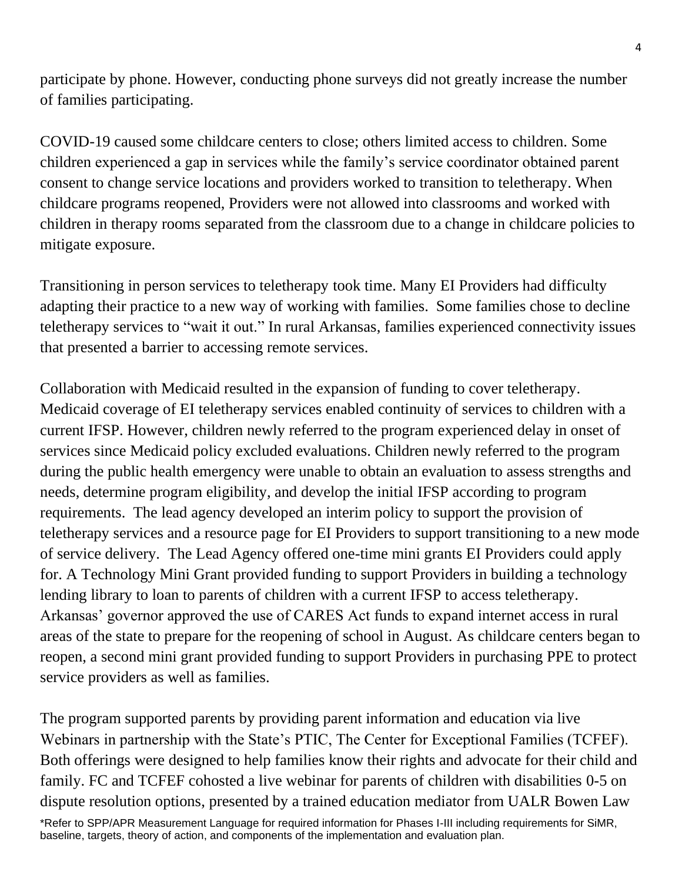participate by phone. However, conducting phone surveys did not greatly increase the number of families participating.

COVID-19 caused some childcare centers to close; others limited access to children. Some children experienced a gap in services while the family's service coordinator obtained parent consent to change service locations and providers worked to transition to teletherapy. When childcare programs reopened, Providers were not allowed into classrooms and worked with children in therapy rooms separated from the classroom due to a change in childcare policies to mitigate exposure.

Transitioning in person services to teletherapy took time. Many EI Providers had difficulty adapting their practice to a new way of working with families. Some families chose to decline teletherapy services to "wait it out." In rural Arkansas, families experienced connectivity issues that presented a barrier to accessing remote services.

Collaboration with Medicaid resulted in the expansion of funding to cover teletherapy. Medicaid coverage of EI teletherapy services enabled continuity of services to children with a current IFSP. However, children newly referred to the program experienced delay in onset of services since Medicaid policy excluded evaluations. Children newly referred to the program during the public health emergency were unable to obtain an evaluation to assess strengths and needs, determine program eligibility, and develop the initial IFSP according to program requirements. The lead agency developed an interim policy to support the provision of teletherapy services and a resource page for EI Providers to support transitioning to a new mode of service delivery. The Lead Agency offered one-time mini grants EI Providers could apply for. A Technology Mini Grant provided funding to support Providers in building a technology lending library to loan to parents of children with a current IFSP to access teletherapy. Arkansas' governor approved the use of CARES Act funds to expand internet access in rural areas of the state to prepare for the reopening of school in August. As childcare centers began to reopen, a second mini grant provided funding to support Providers in purchasing PPE to protect service providers as well as families.

The program supported parents by providing parent information and education via live Webinars in partnership with the State's PTIC, The Center for Exceptional Families (TCFEF). Both offerings were designed to help families know their rights and advocate for their child and family. FC and TCFEF cohosted a live webinar for parents of children with disabilities 0-5 on dispute resolution options, presented by a trained education mediator from UALR Bowen Law

*Refer to SPP/APR Measurement Language for required information for Phases I-III including requirements for SiMR, baseline, targets, theory of action, and components of the implementation and evaluation plan.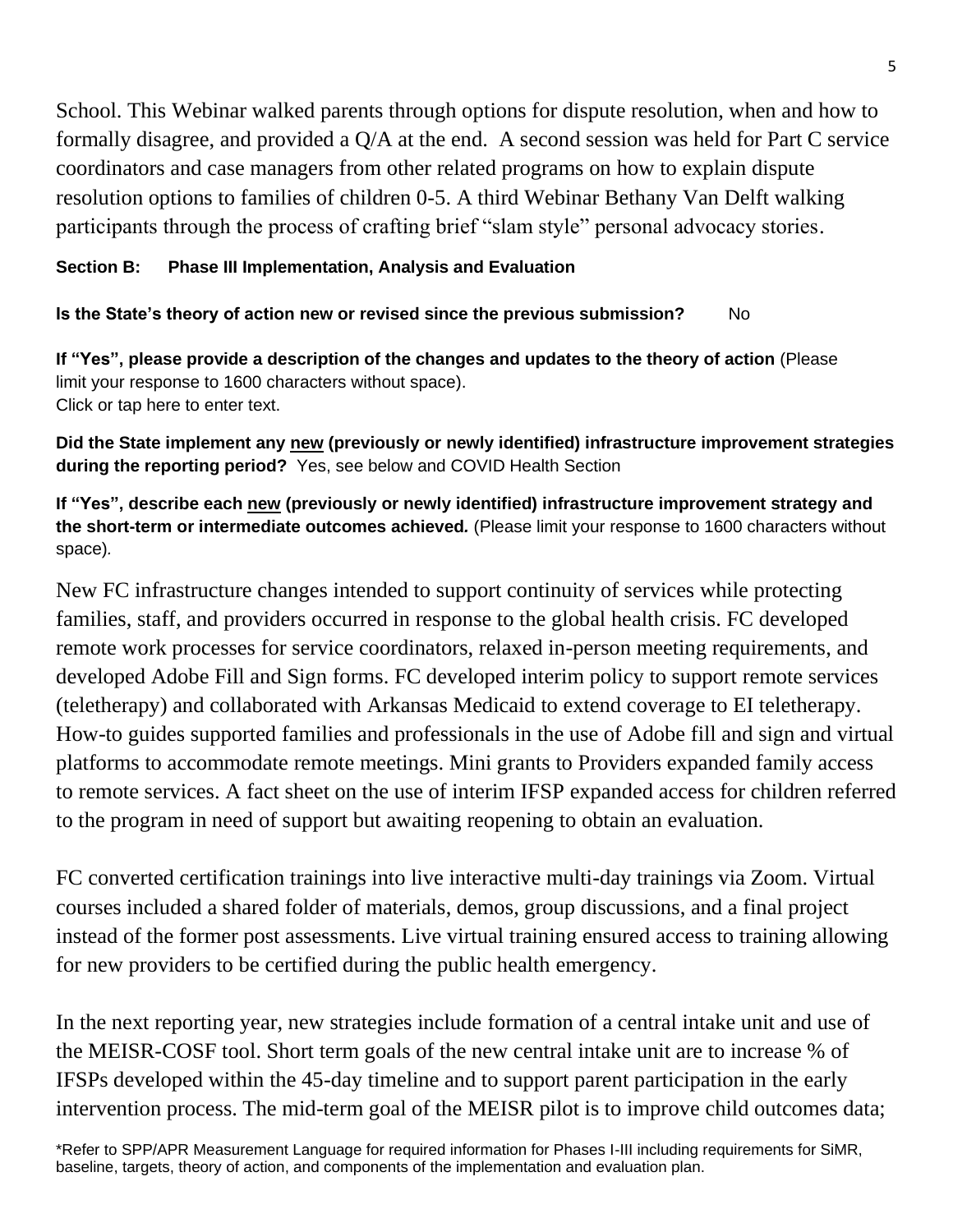School. This Webinar walked parents through options for dispute resolution, when and how to formally disagree, and provided a Q/A at the end. A second session was held for Part C service coordinators and case managers from other related programs on how to explain dispute resolution options to families of children 0-5. A third Webinar Bethany Van Delft walking participants through the process of crafting brief "slam style" personal advocacy stories.

**Section B: Phase III Implementation, Analysis and Evaluation**

**Is the State's theory of action new or revised since the previous submission?** No

**If "Yes", please provide a description of the changes and updates to the theory of action** (Please limit your response to 1600 characters without space).
Click or tap here to enter text.

**Did the State implement any new (previously or newly identified) infrastructure improvement strategies during the reporting period?** Yes, see below and COVID Health Section

**If "Yes", describe each new (previously or newly identified) infrastructure improvement strategy and the short-term or intermediate outcomes achieved.** (Please limit your response to 1600 characters without space).

New FC infrastructure changes intended to support continuity of services while protecting families, staff, and providers occurred in response to the global health crisis. FC developed remote work processes for service coordinators, relaxed in-person meeting requirements, and developed Adobe Fill and Sign forms. FC developed interim policy to support remote services (teletherapy) and collaborated with Arkansas Medicaid to extend coverage to EI teletherapy. How-to guides supported families and professionals in the use of Adobe fill and sign and virtual platforms to accommodate remote meetings. Mini grants to Providers expanded family access to remote services. A fact sheet on the use of interim IFSP expanded access for children referred to the program in need of support but awaiting reopening to obtain an evaluation.

FC converted certification trainings into live interactive multi-day trainings via Zoom. Virtual courses included a shared folder of materials, demos, group discussions, and a final project instead of the former post assessments. Live virtual training ensured access to training allowing for new providers to be certified during the public health emergency.

In the next reporting year, new strategies include formation of a central intake unit and use of the MEISR-COSF tool. Short term goals of the new central intake unit are to increase % of IFSPs developed within the 45-day timeline and to support parent participation in the early intervention process. The mid-term goal of the MEISR pilot is to improve child outcomes data;

*Refer to SPP/APR Measurement Language for required information for Phases I-III including requirements for SiMR, baseline, targets, theory of action, and components of the implementation and evaluation plan.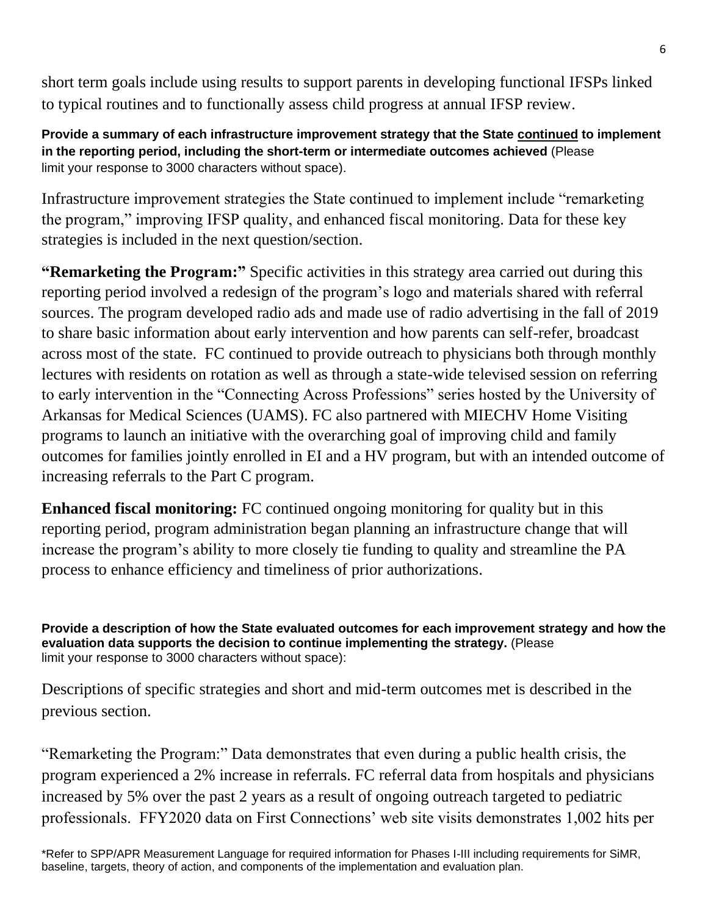short term goals include using results to support parents in developing functional IFSPs linked to typical routines and to functionally assess child progress at annual IFSP review.

**Provide a summary of each infrastructure improvement strategy that the State continued to implement in the reporting period, including the short-term or intermediate outcomes achieved** (Please limit your response to 3000 characters without space).

Infrastructure improvement strategies the State continued to implement include "remarketing the program," improving IFSP quality, and enhanced fiscal monitoring. Data for these key strategies is included in the next question/section.

**"Remarketing the Program:"** Specific activities in this strategy area carried out during this reporting period involved a redesign of the program's logo and materials shared with referral sources. The program developed radio ads and made use of radio advertising in the fall of 2019 to share basic information about early intervention and how parents can self-refer, broadcast across most of the state. FC continued to provide outreach to physicians both through monthly lectures with residents on rotation as well as through a state-wide televised session on referring to early intervention in the "Connecting Across Professions" series hosted by the University of Arkansas for Medical Sciences (UAMS). FC also partnered with MIECHV Home Visiting programs to launch an initiative with the overarching goal of improving child and family outcomes for families jointly enrolled in EI and a HV program, but with an intended outcome of increasing referrals to the Part C program.

**Enhanced fiscal monitoring:** FC continued ongoing monitoring for quality but in this reporting period, program administration began planning an infrastructure change that will increase the program's ability to more closely tie funding to quality and streamline the PA process to enhance efficiency and timeliness of prior authorizations.

**Provide a description of how the State evaluated outcomes for each improvement strategy and how the evaluation data supports the decision to continue implementing the strategy.** (Please limit your response to 3000 characters without space):

Descriptions of specific strategies and short and mid-term outcomes met is described in the previous section.

"Remarketing the Program:" Data demonstrates that even during a public health crisis, the program experienced a 2% increase in referrals. FC referral data from hospitals and physicians increased by 5% over the past 2 years as a result of ongoing outreach targeted to pediatric professionals. FFY2020 data on First Connections' web site visits demonstrates 1,002 hits per

\*Refer to SPP/APR Measurement Language for required information for Phases I-III including requirements for SiMR, baseline, targets, theory of action, and components of the implementation and evaluation plan.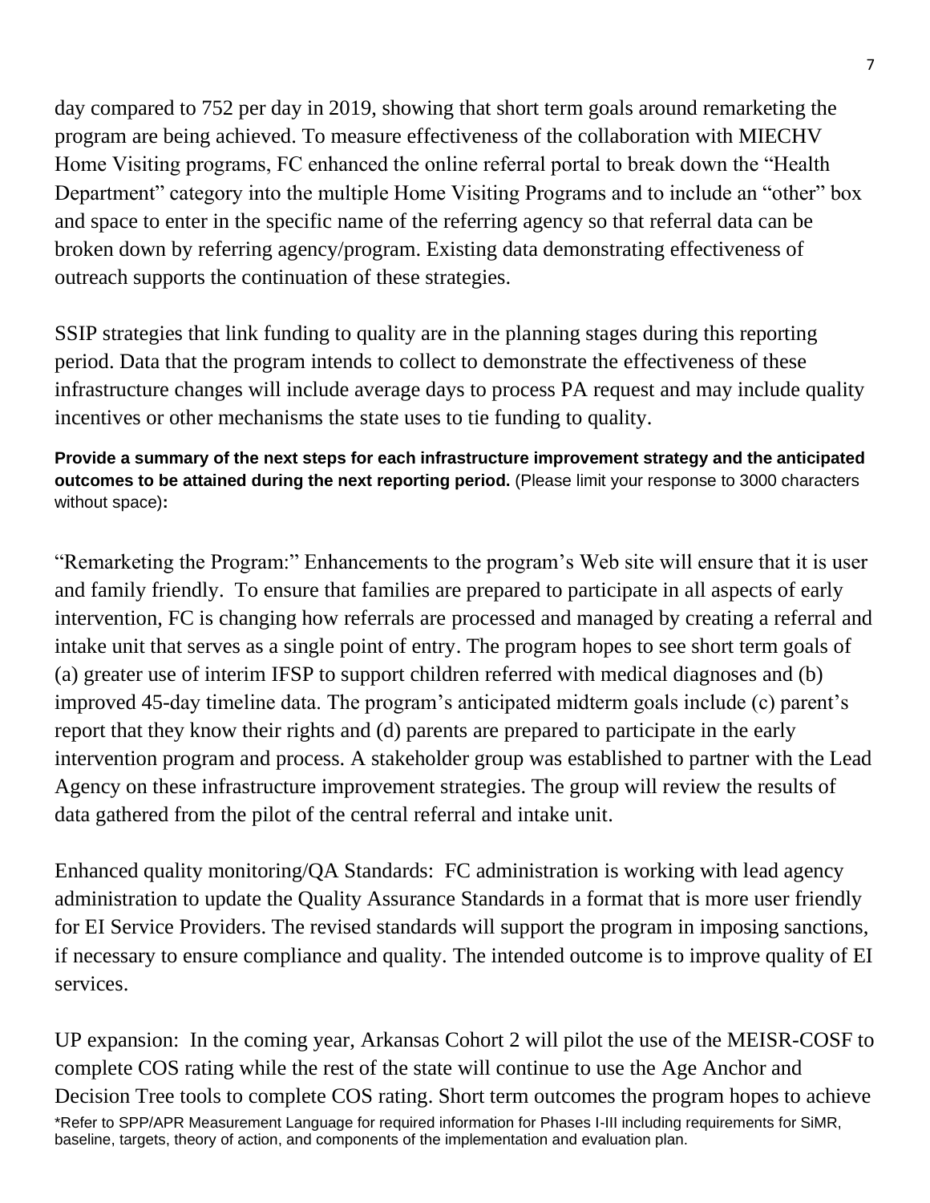day compared to 752 per day in 2019, showing that short term goals around remarketing the program are being achieved. To measure effectiveness of the collaboration with MIECHV Home Visiting programs, FC enhanced the online referral portal to break down the "Health Department" category into the multiple Home Visiting Programs and to include an "other" box and space to enter in the specific name of the referring agency so that referral data can be broken down by referring agency/program. Existing data demonstrating effectiveness of outreach supports the continuation of these strategies.

SSIP strategies that link funding to quality are in the planning stages during this reporting period. Data that the program intends to collect to demonstrate the effectiveness of these infrastructure changes will include average days to process PA request and may include quality incentives or other mechanisms the state uses to tie funding to quality.

**Provide a summary of the next steps for each infrastructure improvement strategy and the anticipated outcomes to be attained during the next reporting period.** (Please limit your response to 3000 characters without space)**:**

"Remarketing the Program:" Enhancements to the program's Web site will ensure that it is user and family friendly. To ensure that families are prepared to participate in all aspects of early intervention, FC is changing how referrals are processed and managed by creating a referral and intake unit that serves as a single point of entry. The program hopes to see short term goals of (a) greater use of interim IFSP to support children referred with medical diagnoses and (b) improved 45-day timeline data. The program's anticipated midterm goals include (c) parent's report that they know their rights and (d) parents are prepared to participate in the early intervention program and process. A stakeholder group was established to partner with the Lead Agency on these infrastructure improvement strategies. The group will review the results of data gathered from the pilot of the central referral and intake unit.

Enhanced quality monitoring/QA Standards: FC administration is working with lead agency administration to update the Quality Assurance Standards in a format that is more user friendly for EI Service Providers. The revised standards will support the program in imposing sanctions, if necessary to ensure compliance and quality. The intended outcome is to improve quality of EI services.

UP expansion: In the coming year, Arkansas Cohort 2 will pilot the use of the MEISR-COSF to complete COS rating while the rest of the state will continue to use the Age Anchor and Decision Tree tools to complete COS rating. Short term outcomes the program hopes to achieve

\*Refer to SPP/APR Measurement Language for required information for Phases I-III including requirements for SiMR, baseline, targets, theory of action, and components of the implementation and evaluation plan.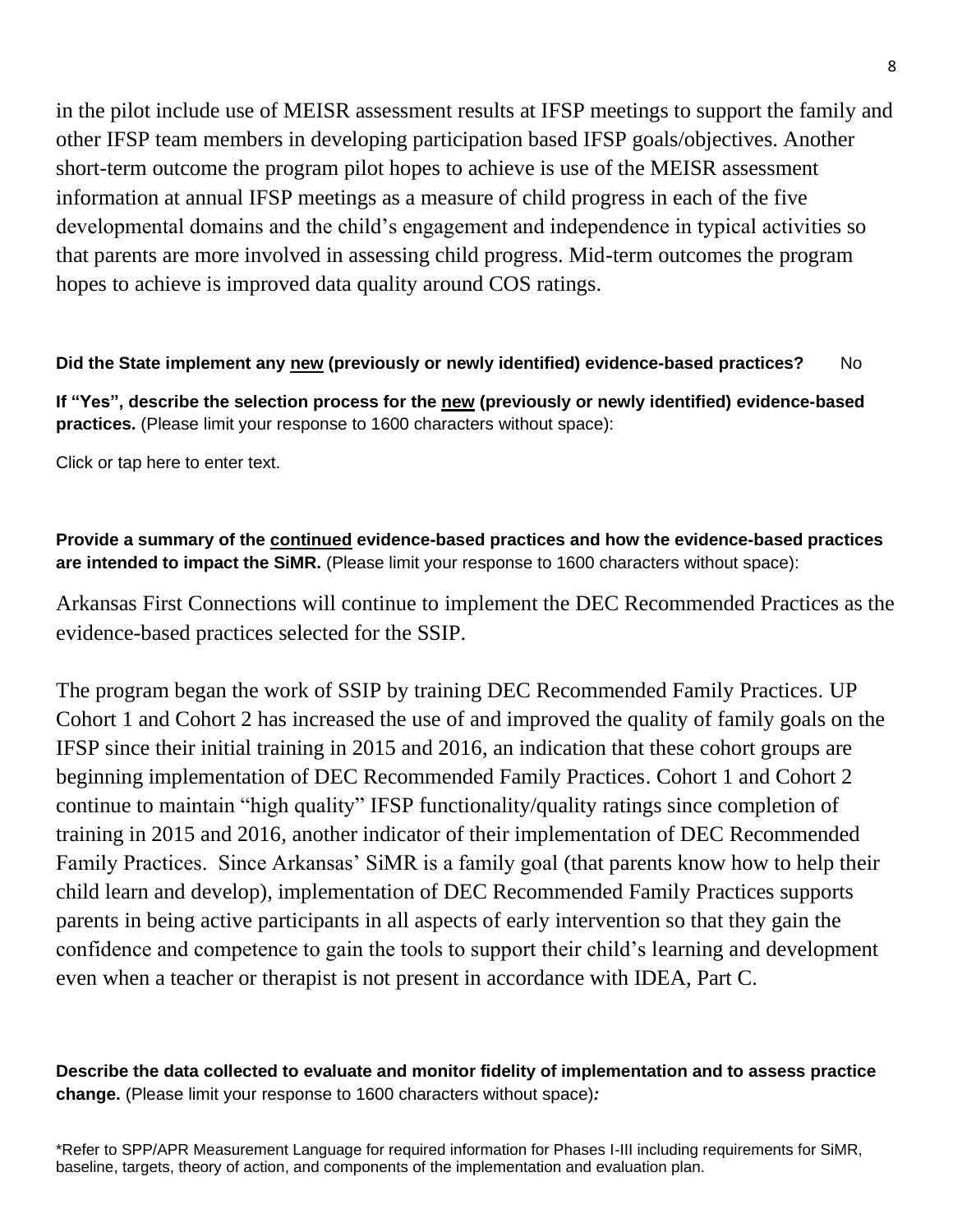in the pilot include use of MEISR assessment results at IFSP meetings to support the family and other IFSP team members in developing participation based IFSP goals/objectives. Another short-term outcome the program pilot hopes to achieve is use of the MEISR assessment information at annual IFSP meetings as a measure of child progress in each of the five developmental domains and the child's engagement and independence in typical activities so that parents are more involved in assessing child progress. Mid-term outcomes the program hopes to achieve is improved data quality around COS ratings.

**Did the State implement any <u>new</u> (previously or newly identified) evidence-based practices?** No

**If "Yes", describe the selection process for the <u>new</u> (previously or newly identified) evidence-based practices.** (Please limit your response to 1600 characters without space):

Click or tap here to enter text.

**Provide a summary of the <u>continued</u> evidence-based practices and how the evidence-based practices are intended to impact the SiMR.** (Please limit your response to 1600 characters without space):

Arkansas First Connections will continue to implement the DEC Recommended Practices as the evidence-based practices selected for the SSIP.

The program began the work of SSIP by training DEC Recommended Family Practices. UP Cohort 1 and Cohort 2 has increased the use of and improved the quality of family goals on the IFSP since their initial training in 2015 and 2016, an indication that these cohort groups are beginning implementation of DEC Recommended Family Practices. Cohort 1 and Cohort 2 continue to maintain "high quality" IFSP functionality/quality ratings since completion of training in 2015 and 2016, another indicator of their implementation of DEC Recommended Family Practices. Since Arkansas' SiMR is a family goal (that parents know how to help their child learn and develop), implementation of DEC Recommended Family Practices supports parents in being active participants in all aspects of early intervention so that they gain the confidence and competence to gain the tools to support their child's learning and development even when a teacher or therapist is not present in accordance with IDEA, Part C.

**Describe the data collected to evaluate and monitor fidelity of implementation and to assess practice change.** (Please limit your response to 1600 characters without space)*:*

*Refer to SPP/APR Measurement Language for required information for Phases I-III including requirements for SiMR, baseline, targets, theory of action, and components of the implementation and evaluation plan.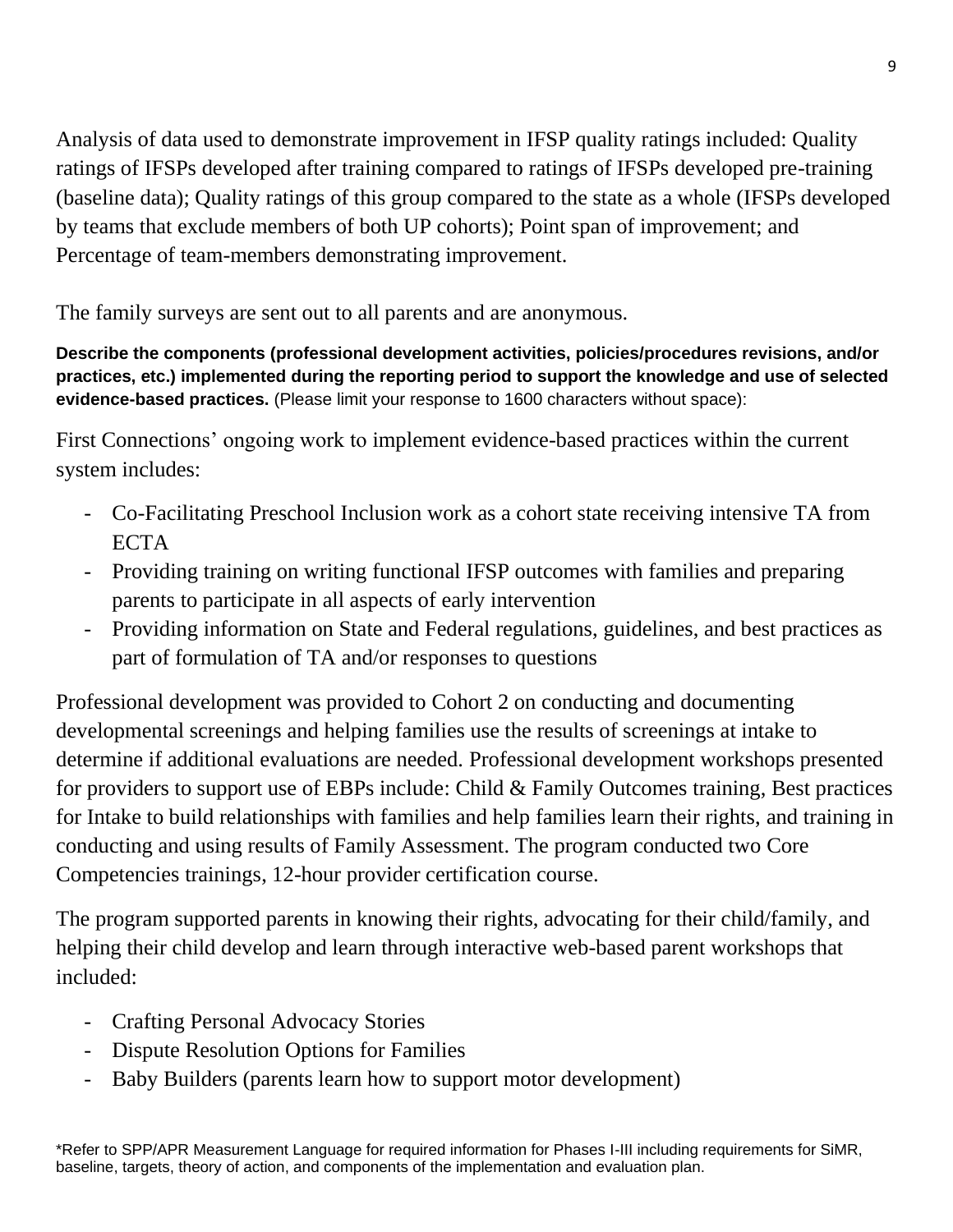Analysis of data used to demonstrate improvement in IFSP quality ratings included: Quality ratings of IFSPs developed after training compared to ratings of IFSPs developed pre-training (baseline data); Quality ratings of this group compared to the state as a whole (IFSPs developed by teams that exclude members of both UP cohorts); Point span of improvement; and Percentage of team-members demonstrating improvement.

The family surveys are sent out to all parents and are anonymous.

**Describe the components (professional development activities, policies/procedures revisions, and/or practices, etc.) implemented during the reporting period to support the knowledge and use of selected evidence-based practices.** (Please limit your response to 1600 characters without space):

First Connections' ongoing work to implement evidence-based practices within the current system includes:

- Co-Facilitating Preschool Inclusion work as a cohort state receiving intensive TA from ECTA
- Providing training on writing functional IFSP outcomes with families and preparing parents to participate in all aspects of early intervention
- Providing information on State and Federal regulations, guidelines, and best practices as part of formulation of TA and/or responses to questions

Professional development was provided to Cohort 2 on conducting and documenting developmental screenings and helping families use the results of screenings at intake to determine if additional evaluations are needed. Professional development workshops presented for providers to support use of EBPs include: Child & Family Outcomes training, Best practices for Intake to build relationships with families and help families learn their rights, and training in conducting and using results of Family Assessment. The program conducted two Core Competencies trainings, 12-hour provider certification course.

The program supported parents in knowing their rights, advocating for their child/family, and helping their child develop and learn through interactive web-based parent workshops that included:

- Crafting Personal Advocacy Stories
- Dispute Resolution Options for Families
- Baby Builders (parents learn how to support motor development)

*Refer to SPP/APR Measurement Language for required information for Phases I-III including requirements for SiMR, baseline, targets, theory of action, and components of the implementation and evaluation plan.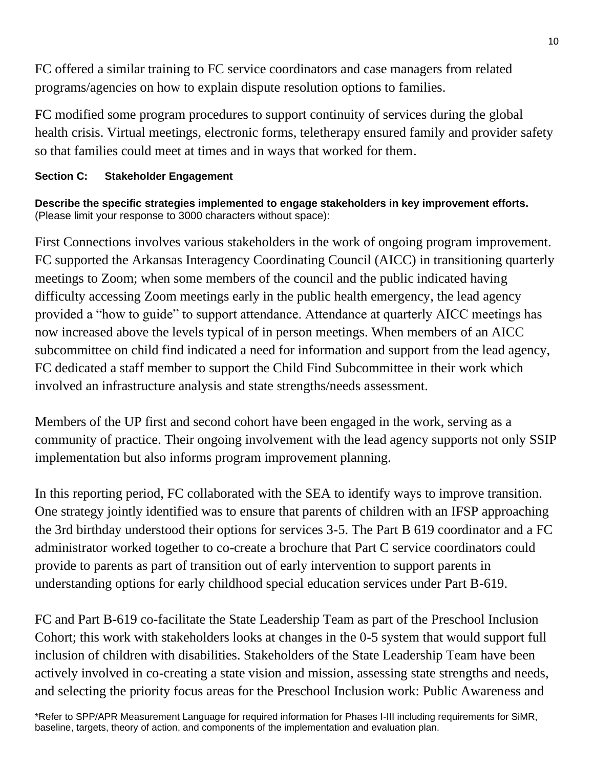FC offered a similar training to FC service coordinators and case managers from related programs/agencies on how to explain dispute resolution options to families.

FC modified some program procedures to support continuity of services during the global health crisis. Virtual meetings, electronic forms, teletherapy ensured family and provider safety so that families could meet at times and in ways that worked for them.

**Section C: Stakeholder Engagement**

**Describe the specific strategies implemented to engage stakeholders in key improvement efforts.** (Please limit your response to 3000 characters without space):

First Connections involves various stakeholders in the work of ongoing program improvement. FC supported the Arkansas Interagency Coordinating Council (AICC) in transitioning quarterly meetings to Zoom; when some members of the council and the public indicated having difficulty accessing Zoom meetings early in the public health emergency, the lead agency provided a "how to guide" to support attendance. Attendance at quarterly AICC meetings has now increased above the levels typical of in person meetings. When members of an AICC subcommittee on child find indicated a need for information and support from the lead agency, FC dedicated a staff member to support the Child Find Subcommittee in their work which involved an infrastructure analysis and state strengths/needs assessment.

Members of the UP first and second cohort have been engaged in the work, serving as a community of practice. Their ongoing involvement with the lead agency supports not only SSIP implementation but also informs program improvement planning.

In this reporting period, FC collaborated with the SEA to identify ways to improve transition. One strategy jointly identified was to ensure that parents of children with an IFSP approaching the 3rd birthday understood their options for services 3-5. The Part B 619 coordinator and a FC administrator worked together to co-create a brochure that Part C service coordinators could provide to parents as part of transition out of early intervention to support parents in understanding options for early childhood special education services under Part B-619.

FC and Part B-619 co-facilitate the State Leadership Team as part of the Preschool Inclusion Cohort; this work with stakeholders looks at changes in the 0-5 system that would support full inclusion of children with disabilities. Stakeholders of the State Leadership Team have been actively involved in co-creating a state vision and mission, assessing state strengths and needs, and selecting the priority focus areas for the Preschool Inclusion work: Public Awareness and

*Refer to SPP/APR Measurement Language for required information for Phases I-III including requirements for SiMR, baseline, targets, theory of action, and components of the implementation and evaluation plan.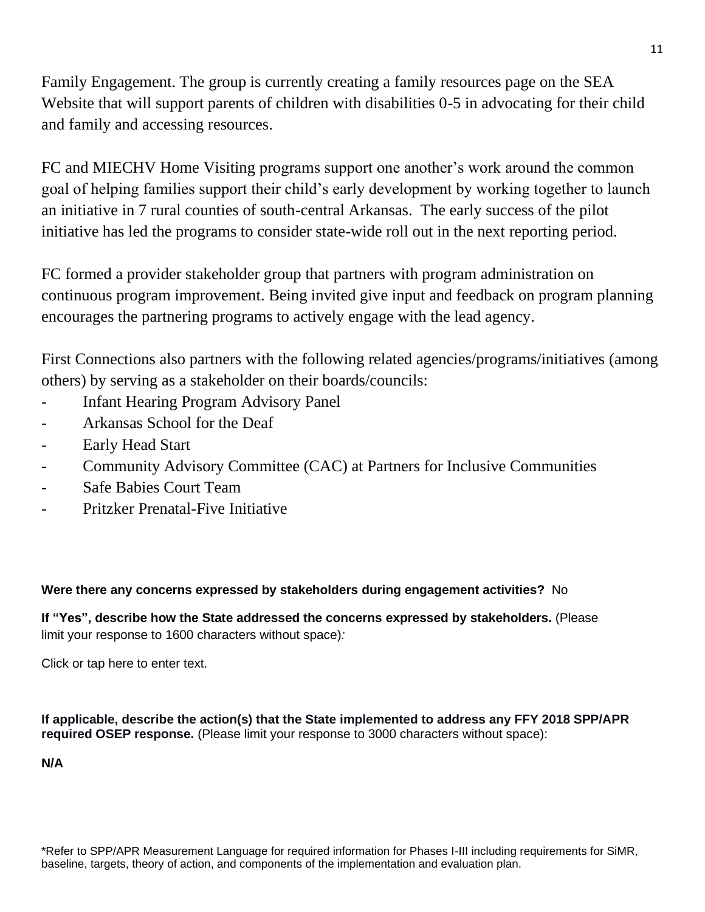Family Engagement. The group is currently creating a family resources page on the SEA Website that will support parents of children with disabilities 0-5 in advocating for their child and family and accessing resources.

FC and MIECHV Home Visiting programs support one another's work around the common goal of helping families support their child's early development by working together to launch an initiative in 7 rural counties of south-central Arkansas. The early success of the pilot initiative has led the programs to consider state-wide roll out in the next reporting period.

FC formed a provider stakeholder group that partners with program administration on continuous program improvement. Being invited give input and feedback on program planning encourages the partnering programs to actively engage with the lead agency.

First Connections also partners with the following related agencies/programs/initiatives (among others) by serving as a stakeholder on their boards/councils:

- Infant Hearing Program Advisory Panel
- Arkansas School for the Deaf
- Early Head Start
- Community Advisory Committee (CAC) at Partners for Inclusive Communities
- Safe Babies Court Team
- Pritzker Prenatal-Five Initiative

**Were there any concerns expressed by stakeholders during engagement activities?** No

**If "Yes", describe how the State addressed the concerns expressed by stakeholders.** (Please limit your response to 1600 characters without space)*:*

Click or tap here to enter text.

**If applicable, describe the action(s) that the State implemented to address any FFY 2018 SPP/APR required OSEP response.** (Please limit your response to 3000 characters without space):

**N/A**

*Refer to SPP/APR Measurement Language for required information for Phases I-III including requirements for SiMR, baseline, targets, theory of action, and components of the implementation and evaluation plan.